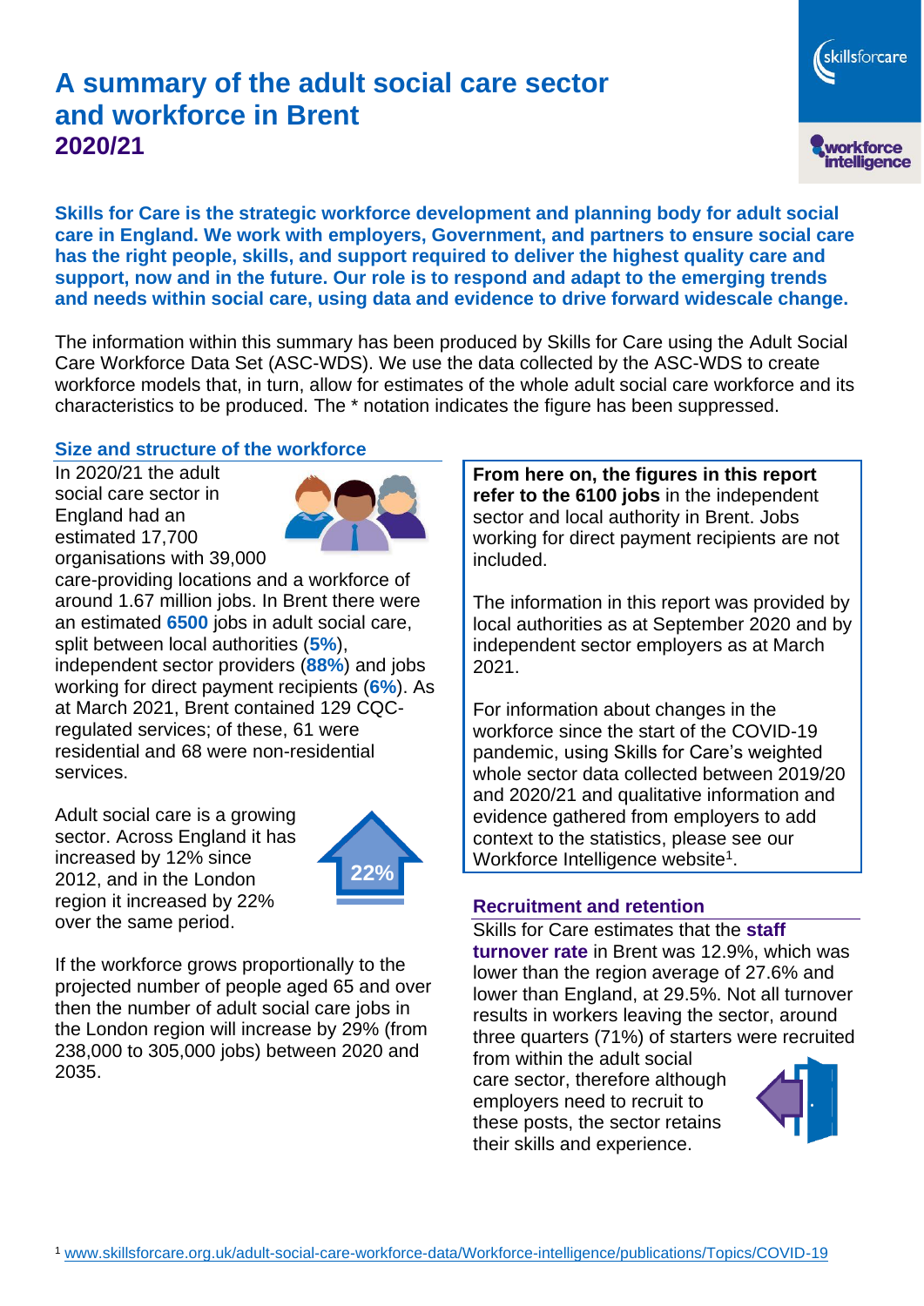# A summary of the adult social care sector and workforce in Brent
## 2020/21

**Skills for Care is the strategic workforce development and planning body for adult social care in England. We work with employers, Government, and partners to ensure social care has the right people, skills, and support required to deliver the highest quality care and support, now and in the future. Our role is to respond and adapt to the emerging trends and needs within social care, using data and evidence to drive forward widescale change.**

The information within this summary has been produced by Skills for Care using the Adult Social Care Workforce Data Set (ASC-WDS). We use the data collected by the ASC-WDS to create workforce models that, in turn, allow for estimates of the whole adult social care workforce and its characteristics to be produced. The * notation indicates the figure has been suppressed.

### Size and structure of the workforce

In 2020/21 the adult social care sector in England had an estimated 17,700 organisations with 39,000 care-providing locations and a workforce of around 1.67 million jobs. In Brent there were an estimated **6500** jobs in adult social care, split between local authorities (**5%**), independent sector providers (**88%**) and jobs working for direct payment recipients (**6%**). As at March 2021, Brent contained 129 CQC-regulated services; of these, 61 were residential and 68 were non-residential services.

Adult social care is a growing sector. Across England it has increased by 12% since 2012, and in the London region it increased by 22% over the same period.

22%

If the workforce grows proportionally to the projected number of people aged 65 and over then the number of adult social care jobs in the London region will increase by 29% (from 238,000 to 305,000 jobs) between 2020 and 2035.

**From here on, the figures in this report refer to the 6100 jobs** in the independent sector and local authority in Brent. Jobs working for direct payment recipients are not included.

The information in this report was provided by local authorities as at September 2020 and by independent sector employers as at March 2021.

For information about changes in the workforce since the start of the COVID-19 pandemic, using Skills for Care's weighted whole sector data collected between 2019/20 and 2020/21 and qualitative information and evidence gathered from employers to add context to the statistics, please see our Workforce Intelligence website[1].

### Recruitment and retention

Skills for Care estimates that the **staff turnover rate** in Brent was 12.9%, which was lower than the region average of 27.6% and lower than England, at 29.5%. Not all turnover results in workers leaving the sector, around three quarters (71%) of starters were recruited from within the adult social care sector, therefore although employers need to recruit to these posts, the sector retains their skills and experience.

[1] www.skillsforcare.org.uk/adult-social-care-workforce-data/Workforce-intelligence/publications/Topics/COVID-19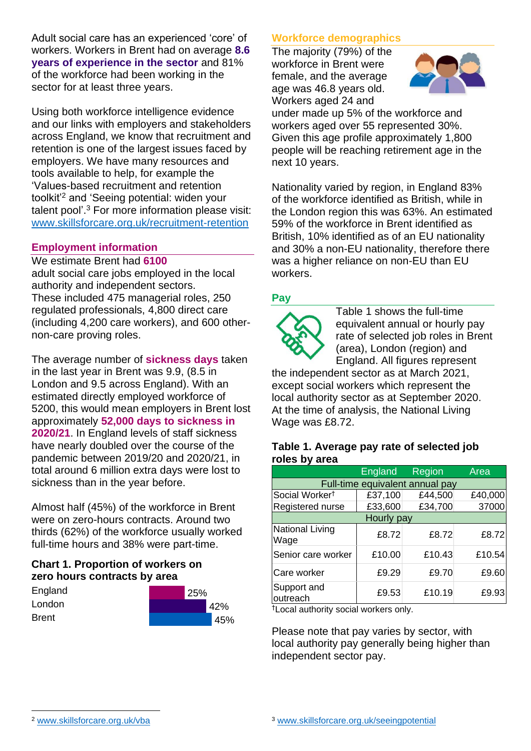Adult social care has an experienced 'core' of workers. Workers in Brent had on average **8.6 years of experience in the sector** and 81% of the workforce had been working in the sector for at least three years.

Using both workforce intelligence evidence and our links with employers and stakeholders across England, we know that recruitment and retention is one of the largest issues faced by employers. We have many resources and tools available to help, for example the 'Values-based recruitment and retention toolkit'[2] and 'Seeing potential: widen your talent pool'.[3] For more information please visit: www.skillsforcare.org.uk/recruitment-retention

## Employment information

We estimate Brent had **6100** adult social care jobs employed in the local authority and independent sectors. These included 475 managerial roles, 250 regulated professionals, 4,800 direct care (including 4,200 care workers), and 600 other-non-care proving roles.

The average number of **sickness days** taken in the last year in Brent was 9.9, (8.5 in London and 9.5 across England). With an estimated directly employed workforce of 5200, this would mean employers in Brent lost approximately **52,000 days to sickness in 2020/21**. In England levels of staff sickness have nearly doubled over the course of the pandemic between 2019/20 and 2020/21, in total around 6 million extra days were lost to sickness than in the year before.

Almost half (45%) of the workforce in Brent were on zero-hours contracts. Around two thirds (62%) of the workforce usually worked full-time hours and 38% were part-time.

### Chart 1. Proportion of workers on zero hours contracts by area

| Area | Proportion |
|---|---|
| England | 25% |
| London | 42% |
| Brent | 45% |

## Workforce demographics

The majority (79%) of the workforce in Brent were female, and the average age was 46.8 years old. Workers aged 24 and under made up 5% of the workforce and workers aged over 55 represented 30%. Given this age profile approximately 1,800 people will be reaching retirement age in the next 10 years.

Nationality varied by region, in England 83% of the workforce identified as British, while in the London region this was 63%. An estimated 59% of the workforce in Brent identified as British, 10% identified as of an EU nationality and 30% a non-EU nationality, therefore there was a higher reliance on non-EU than EU workers.

## Pay

Table 1 shows the full-time equivalent annual or hourly pay rate of selected job roles in Brent (area), London (region) and England. All figures represent the independent sector as at March 2021, except social workers which represent the local authority sector as at September 2020. At the time of analysis, the National Living Wage was £8.72.

### Table 1. Average pay rate of selected job roles by area

| | England | Region | Area |
|---|---|---|---|
| **Full-time equivalent annual pay** | | | |
| Social Worker† | £37,100 | £44,500 | £40,000 |
| Registered nurse | £33,600 | £34,700 | 37000 |
| **Hourly pay** | | | |
| National Living Wage | £8.72 | £8.72 | £8.72 |
| Senior care worker | £10.00 | £10.43 | £10.54 |
| Care worker | £9.29 | £9.70 | £9.60 |
| Support and outreach | £9.53 | £10.19 | £9.93 |

†Local authority social workers only.

Please note that pay varies by sector, with local authority pay generally being higher than independent sector pay.

---

[2] www.skillsforcare.org.uk/vba

[3] www.skillsforcare.org.uk/seeingpotential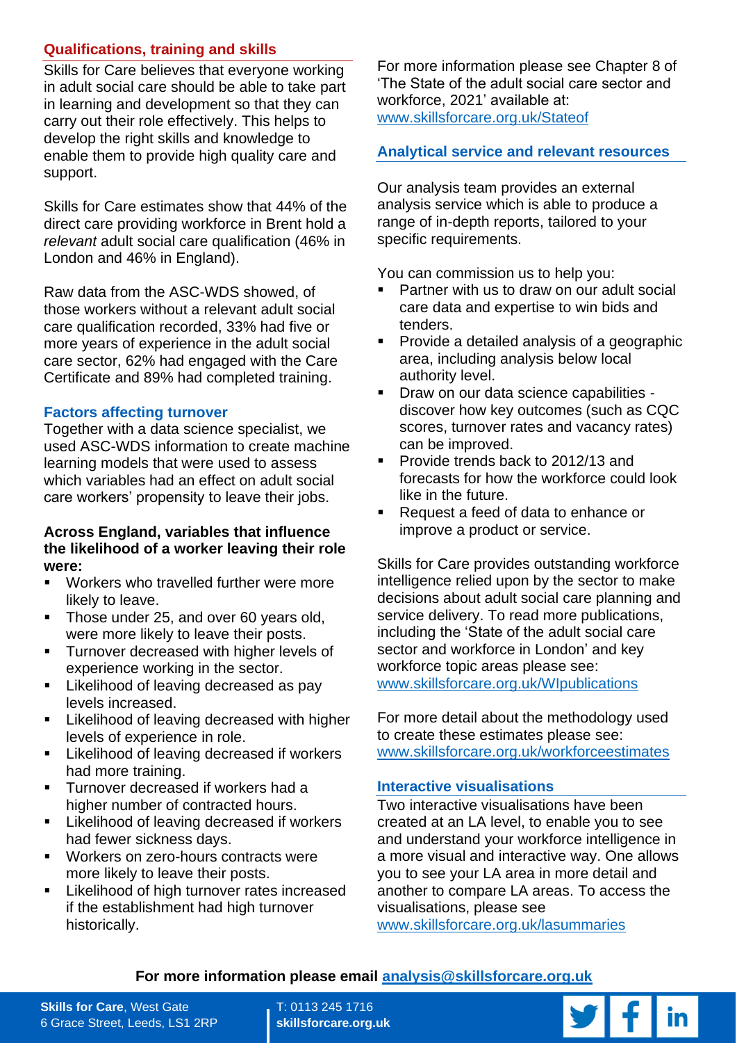### Qualifications, training and skills

Skills for Care believes that everyone working in adult social care should be able to take part in learning and development so that they can carry out their role effectively. This helps to develop the right skills and knowledge to enable them to provide high quality care and support.

Skills for Care estimates show that 44% of the direct care providing workforce in Brent hold a *relevant* adult social care qualification (46% in London and 46% in England).

Raw data from the ASC-WDS showed, of those workers without a relevant adult social care qualification recorded, 33% had five or more years of experience in the adult social care sector, 62% had engaged with the Care Certificate and 89% had completed training.

### Factors affecting turnover

Together with a data science specialist, we used ASC-WDS information to create machine learning models that were used to assess which variables had an effect on adult social care workers' propensity to leave their jobs.

**Across England, variables that influence the likelihood of a worker leaving their role were:**

- Workers who travelled further were more likely to leave.
- Those under 25, and over 60 years old, were more likely to leave their posts.
- Turnover decreased with higher levels of experience working in the sector.
- Likelihood of leaving decreased as pay levels increased.
- Likelihood of leaving decreased with higher levels of experience in role.
- Likelihood of leaving decreased if workers had more training.
- Turnover decreased if workers had a higher number of contracted hours.
- Likelihood of leaving decreased if workers had fewer sickness days.
- Workers on zero-hours contracts were more likely to leave their posts.
- Likelihood of high turnover rates increased if the establishment had high turnover historically.

For more information please see Chapter 8 of 'The State of the adult social care sector and workforce, 2021' available at: www.skillsforcare.org.uk/Stateof

### Analytical service and relevant resources

Our analysis team provides an external analysis service which is able to produce a range of in-depth reports, tailored to your specific requirements.

You can commission us to help you:

- Partner with us to draw on our adult social care data and expertise to win bids and tenders.
- Provide a detailed analysis of a geographic area, including analysis below local authority level.
- Draw on our data science capabilities - discover how key outcomes (such as CQC scores, turnover rates and vacancy rates) can be improved.
- Provide trends back to 2012/13 and forecasts for how the workforce could look like in the future.
- Request a feed of data to enhance or improve a product or service.

Skills for Care provides outstanding workforce intelligence relied upon by the sector to make decisions about adult social care planning and service delivery. To read more publications, including the 'State of the adult social care sector and workforce in London' and key workforce topic areas please see: www.skillsforcare.org.uk/WIpublications

For more detail about the methodology used to create these estimates please see: www.skillsforcare.org.uk/workforceestimates

### Interactive visualisations

Two interactive visualisations have been created at an LA level, to enable you to see and understand your workforce intelligence in a more visual and interactive way. One allows you to see your LA area in more detail and another to compare LA areas. To access the visualisations, please see www.skillsforcare.org.uk/lasummaries

**For more information please email analysis@skillsforcare.org.uk**

**Skills for Care**, West Gate
6 Grace Street, Leeds, LS1 2RP

T: 0113 245 1716
**skillsforcare.org.uk**